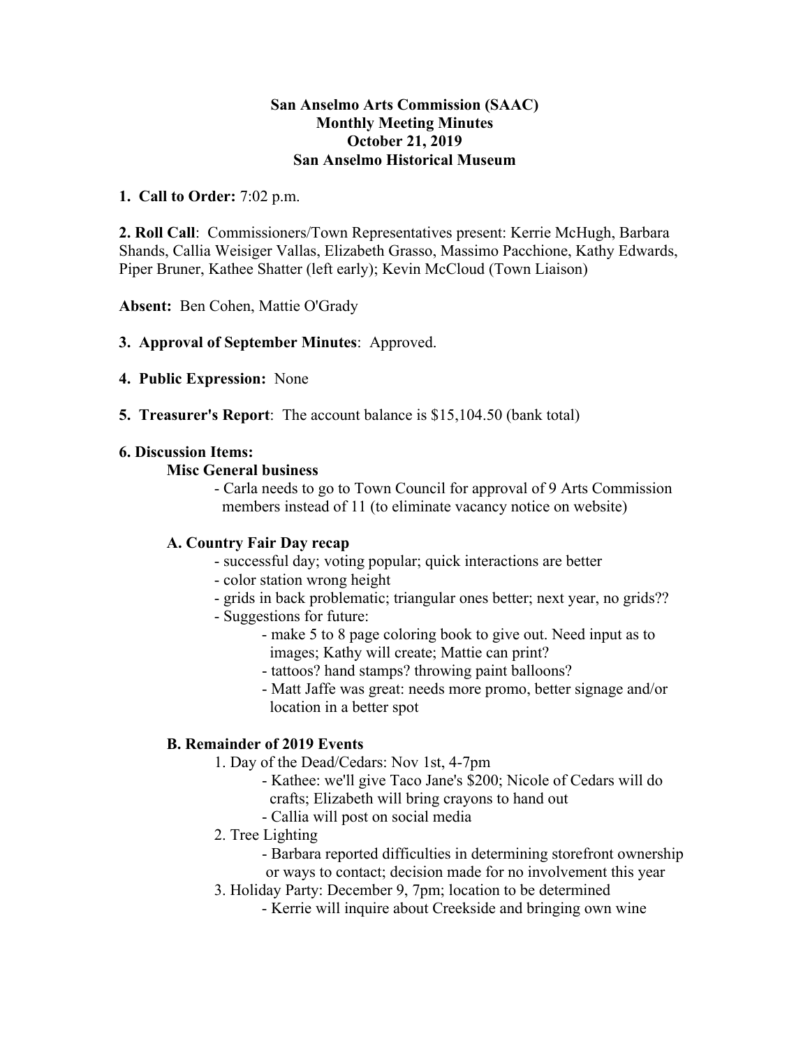**San Anselmo Arts Commission (SAAC)**
**Monthly Meeting Minutes**
**October 21, 2019**
**San Anselmo Historical Museum**

**1. Call to Order:** 7:02 p.m.

**2. Roll Call**: Commissioners/Town Representatives present: Kerrie McHugh, Barbara Shands, Callia Weisiger Vallas, Elizabeth Grasso, Massimo Pacchione, Kathy Edwards, Piper Bruner, Kathee Shatter (left early); Kevin McCloud (Town Liaison)

**Absent:** Ben Cohen, Mattie O'Grady

**3. Approval of September Minutes**: Approved.

**4. Public Expression:** None

**5. Treasurer's Report**: The account balance is $15,104.50 (bank total)

**6. Discussion Items:**

**Misc General business**

- Carla needs to go to Town Council for approval of 9 Arts Commission members instead of 11 (to eliminate vacancy notice on website)

**A. Country Fair Day recap**

- successful day; voting popular; quick interactions are better
- color station wrong height
- grids in back problematic; triangular ones better; next year, no grids??
- Suggestions for future:
  - make 5 to 8 page coloring book to give out. Need input as to images; Kathy will create; Mattie can print?
  - tattoos? hand stamps? throwing paint balloons?
  - Matt Jaffe was great: needs more promo, better signage and/or location in a better spot

**B. Remainder of 2019 Events**

1. Day of the Dead/Cedars: Nov 1st, 4-7pm
   - Kathee: we'll give Taco Jane's $200; Nicole of Cedars will do crafts; Elizabeth will bring crayons to hand out
   - Callia will post on social media
2. Tree Lighting
   - Barbara reported difficulties in determining storefront ownership or ways to contact; decision made for no involvement this year
3. Holiday Party: December 9, 7pm; location to be determined
   - Kerrie will inquire about Creekside and bringing own wine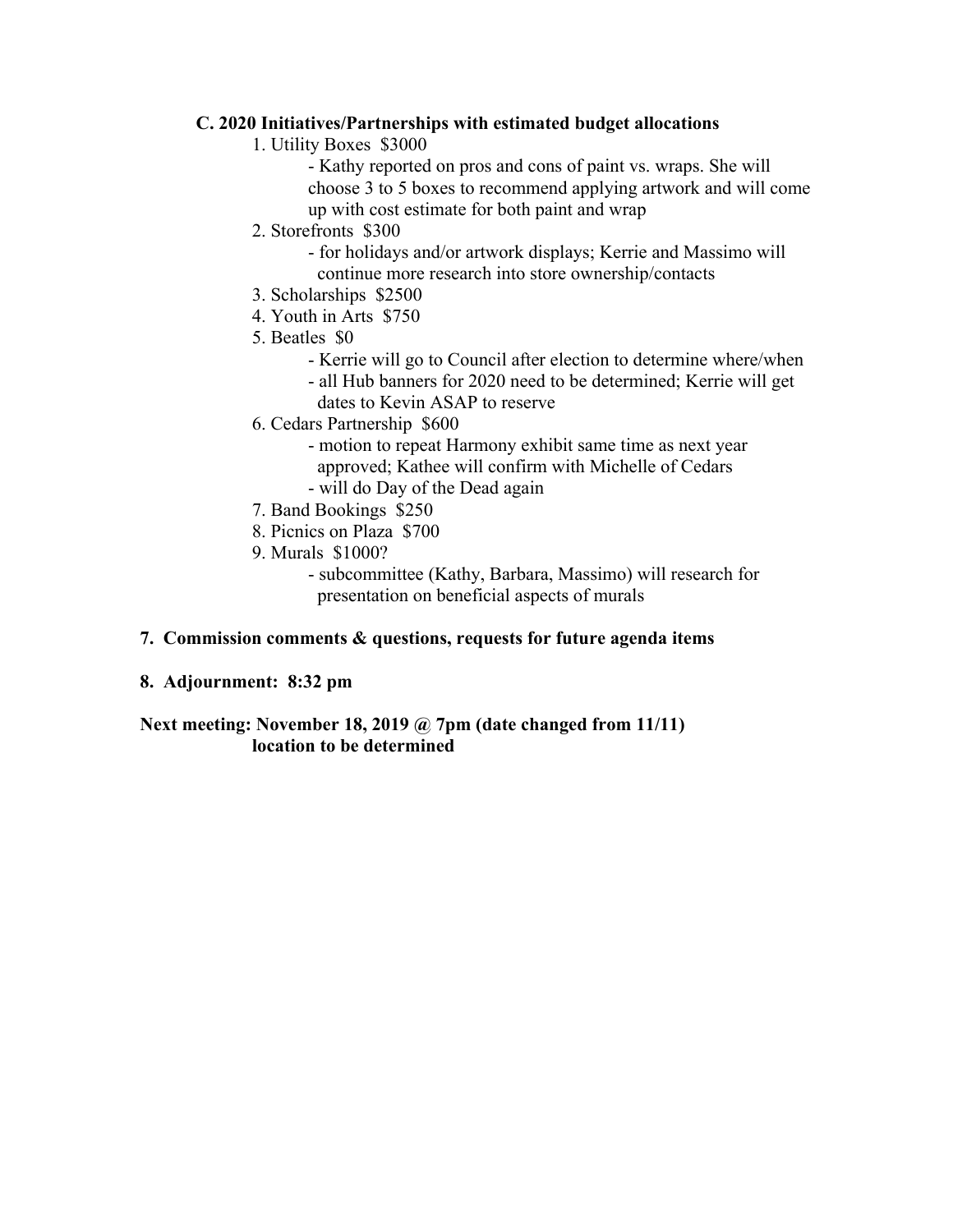**C. 2020 Initiatives/Partnerships with estimated budget allocations**

1. Utility Boxes $3000
    - Kathy reported on pros and cons of paint vs. wraps. She will choose 3 to 5 boxes to recommend applying artwork and will come up with cost estimate for both paint and wrap
2. Storefronts $300
    - for holidays and/or artwork displays; Kerrie and Massimo will continue more research into store ownership/contacts
3. Scholarships $2500
4. Youth in Arts $750
5. Beatles $0
    - Kerrie will go to Council after election to determine where/when
    - all Hub banners for 2020 need to be determined; Kerrie will get dates to Kevin ASAP to reserve
6. Cedars Partnership $600
    - motion to repeat Harmony exhibit same time as next year approved; Kathee will confirm with Michelle of Cedars
    - will do Day of the Dead again
7. Band Bookings $250
8. Picnics on Plaza $700
9. Murals $1000?
    - subcommittee (Kathy, Barbara, Massimo) will research for presentation on beneficial aspects of murals

**7. Commission comments & questions, requests for future agenda items**

**8. Adjournment: 8:32 pm**

**Next meeting: November 18, 2019 @ 7pm (date changed from 11/11)**
**location to be determined**